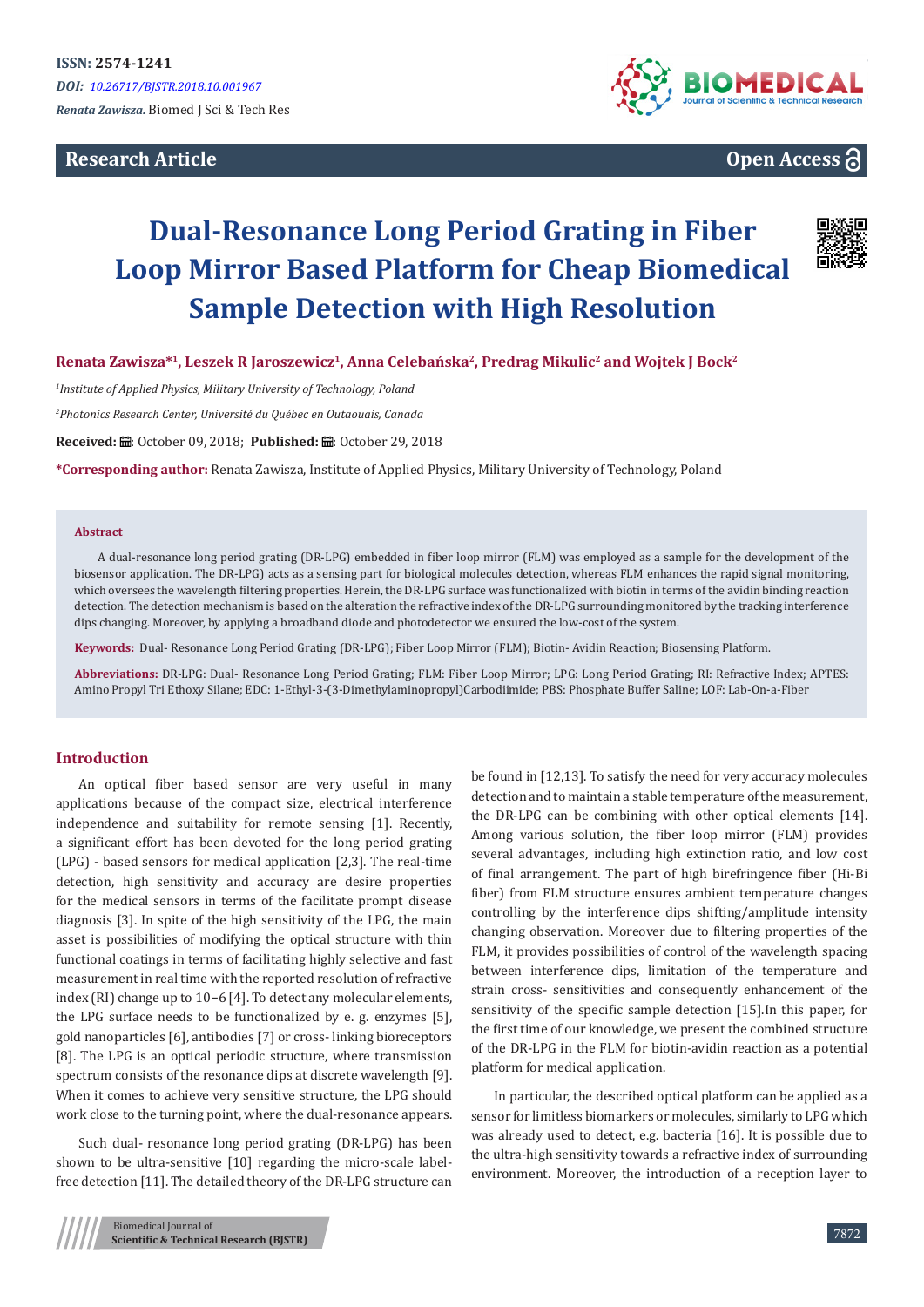ISSN: 2574-1241

*DOI: 10.26717/BJSTR.2018.10.001967*

*Renata Zawisza.* Biomed J Sci & Tech Res

**Research Article** **Open Access**

# Dual-Resonance Long Period Grating in Fiber Loop Mirror Based Platform for Cheap Biomedical Sample Detection with High Resolution

**Renata Zawisza*[1], Leszek R Jaroszewicz[1], Anna Celebańska[2], Predrag Mikulic[2] and Wojtek J Bock[2]**

*[1]Institute of Applied Physics, Military University of Technology, Poland*

*[2]Photonics Research Center, Université du Québec en Outaouais, Canada*

**Received:** October 09, 2018; **Published:** October 29, 2018

***Corresponding author:** Renata Zawisza, Institute of Applied Physics, Military University of Technology, Poland

## Abstract

A dual-resonance long period grating (DR-LPG) embedded in fiber loop mirror (FLM) was employed as a sample for the development of the biosensor application. The DR-LPG) acts as a sensing part for biological molecules detection, whereas FLM enhances the rapid signal monitoring, which oversees the wavelength filtering properties. Herein, the DR-LPG surface was functionalized with biotin in terms of the avidin binding reaction detection. The detection mechanism is based on the alteration the refractive index of the DR-LPG surrounding monitored by the tracking interference dips changing. Moreover, by applying a broadband diode and photodetector we ensured the low-cost of the system.

**Keywords:** Dual- Resonance Long Period Grating (DR-LPG); Fiber Loop Mirror (FLM); Biotin- Avidin Reaction; Biosensing Platform.

**Abbreviations:** DR-LPG: Dual- Resonance Long Period Grating; FLM: Fiber Loop Mirror; LPG: Long Period Grating; RI: Refractive Index; APTES: Amino Propyl Tri Ethoxy Silane; EDC: 1-Ethyl-3-(3-Dimethylaminopropyl)Carbodiimide; PBS: Phosphate Buffer Saline; LOF: Lab-On-a-Fiber

## Introduction

An optical fiber based sensor are very useful in many applications because of the compact size, electrical interference independence and suitability for remote sensing [1]. Recently, a significant effort has been devoted for the long period grating (LPG) - based sensors for medical application [2,3]. The real-time detection, high sensitivity and accuracy are desire properties for the medical sensors in terms of the facilitate prompt disease diagnosis [3]. In spite of the high sensitivity of the LPG, the main asset is possibilities of modifying the optical structure with thin functional coatings in terms of facilitating highly selective and fast measurement in real time with the reported resolution of refractive index (RI) change up to $10^{-6}$ [4]. To detect any molecular elements, the LPG surface needs to be functionalized by e. g. enzymes [5], gold nanoparticles [6], antibodies [7] or cross- linking bioreceptors [8]. The LPG is an optical periodic structure, where transmission spectrum consists of the resonance dips at discrete wavelength [9]. When it comes to achieve very sensitive structure, the LPG should work close to the turning point, where the dual-resonance appears.

Such dual- resonance long period grating (DR-LPG) has been shown to be ultra-sensitive [10] regarding the micro-scale label-free detection [11]. The detailed theory of the DR-LPG structure can be found in [12,13]. To satisfy the need for very accuracy molecules detection and to maintain a stable temperature of the measurement, the DR-LPG can be combining with other optical elements [14]. Among various solution, the fiber loop mirror (FLM) provides several advantages, including high extinction ratio, and low cost of final arrangement. The part of high birefringence fiber (Hi-Bi fiber) from FLM structure ensures ambient temperature changes controlling by the interference dips shifting/amplitude intensity changing observation. Moreover due to filtering properties of the FLM, it provides possibilities of control of the wavelength spacing between interference dips, limitation of the temperature and strain cross- sensitivities and consequently enhancement of the sensitivity of the specific sample detection [15].In this paper, for the first time of our knowledge, we present the combined structure of the DR-LPG in the FLM for biotin-avidin reaction as a potential platform for medical application.

In particular, the described optical platform can be applied as a sensor for limitless biomarkers or molecules, similarly to LPG which was already used to detect, e.g. bacteria [16]. It is possible due to the ultra-high sensitivity towards a refractive index of surrounding environment. Moreover, the introduction of a reception layer to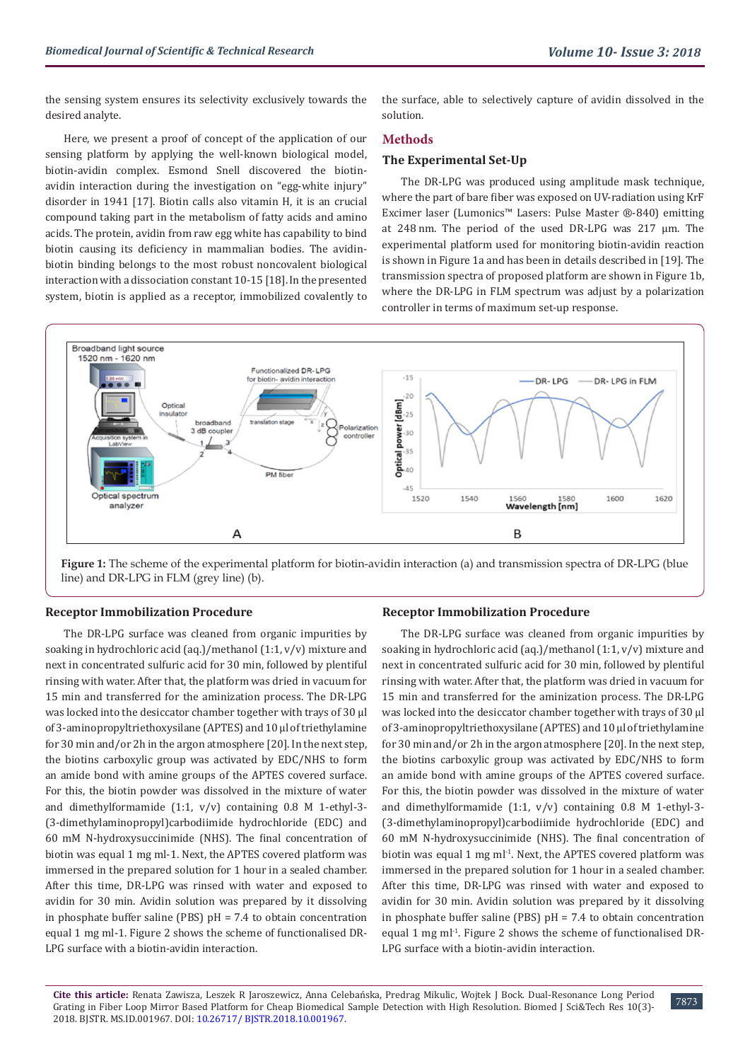the sensing system ensures its selectivity exclusively towards the desired analyte.

Here, we present a proof of concept of the application of our sensing platform by applying the well-known biological model, biotin-avidin complex. Esmond Snell discovered the biotin-avidin interaction during the investigation on "egg-white injury" disorder in 1941 [17]. Biotin calls also vitamin H, it is an crucial compound taking part in the metabolism of fatty acids and amino acids. The protein, avidin from raw egg white has capability to bind biotin causing its deficiency in mammalian bodies. The avidin-biotin binding belongs to the most robust noncovalent biological interaction with a dissociation constant 10-15 [18]. In the presented system, biotin is applied as a receptor, immobilized covalently to the surface, able to selectively capture of avidin dissolved in the solution.

## Methods

### The Experimental Set-Up

The DR-LPG was produced using amplitude mask technique, where the part of bare fiber was exposed on UV-radiation using KrF Excimer laser (Lumonics™ Lasers: Pulse Master ®-840) emitting at 248 nm. The period of the used DR-LPG was 217 µm. The experimental platform used for monitoring biotin-avidin reaction is shown in Figure 1a and has been in details described in [19]. The transmission spectra of proposed platform are shown in Figure 1b, where the DR-LPG in FLM spectrum was adjust by a polarization controller in terms of maximum set-up response.

**Figure 1:** The scheme of the experimental platform for biotin-avidin interaction (a) and transmission spectra of DR-LPG (blue line) and DR-LPG in FLM (grey line) (b).

### Receptor Immobilization Procedure

The DR-LPG surface was cleaned from organic impurities by soaking in hydrochloric acid (aq.)/methanol (1:1, v/v) mixture and next in concentrated sulfuric acid for 30 min, followed by plentiful rinsing with water. After that, the platform was dried in vacuum for 15 min and transferred for the amination process. The DR-LPG was locked into the desiccator chamber together with trays of 30 µl of 3-aminopropyltriethoxysilane (APTES) and 10 µl of triethylamine for 30 min and/or 2h in the argon atmosphere [20]. In the next step, the biotins carboxylic group was activated by EDC/NHS to form an amide bond with amine groups of the APTES covered surface. For this, the biotin powder was dissolved in the mixture of water and dimethylformamide (1:1, v/v) containing 0.8 M 1-ethyl-3-(3-dimethylaminopropyl)carbodiimide hydrochloride (EDC) and 60 mM N-hydroxysuccinimide (NHS). The final concentration of biotin was equal 1 mg ml-1. Next, the APTES covered platform was immersed in the prepared solution for 1 hour in a sealed chamber. After this time, DR-LPG was rinsed with water and exposed to avidin for 30 min. Avidin solution was prepared by it dissolving in phosphate buffer saline (PBS) pH = 7.4 to obtain concentration equal 1 mg ml-1. Figure 2 shows the scheme of functionalised DR-LPG surface with a biotin-avidin interaction.

### Receptor Immobilization Procedure

The DR-LPG surface was cleaned from organic impurities by soaking in hydrochloric acid (aq.)/methanol (1:1, v/v) mixture and next in concentrated sulfuric acid for 30 min, followed by plentiful rinsing with water. After that, the platform was dried in vacuum for 15 min and transferred for the amination process. The DR-LPG was locked into the desiccator chamber together with trays of 30 µl of 3-aminopropyltriethoxysilane (APTES) and 10 µl of triethylamine for 30 min and/or 2h in the argon atmosphere [20]. In the next step, the biotins carboxylic group was activated by EDC/NHS to form an amide bond with amine groups of the APTES covered surface. For this, the biotin powder was dissolved in the mixture of water and dimethylformamide (1:1, v/v) containing 0.8 M 1-ethyl-3-(3-dimethylaminopropyl)carbodiimide hydrochloride (EDC) and 60 mM N-hydroxysuccinimide (NHS). The final concentration of biotin was equal 1 mg ml$^{-1}$. Next, the APTES covered platform was immersed in the prepared solution for 1 hour in a sealed chamber. After this time, DR-LPG was rinsed with water and exposed to avidin for 30 min. Avidin solution was prepared by it dissolving in phosphate buffer saline (PBS) pH = 7.4 to obtain concentration equal 1 mg ml$^{-1}$. Figure 2 shows the scheme of functionalised DR-LPG surface with a biotin-avidin interaction.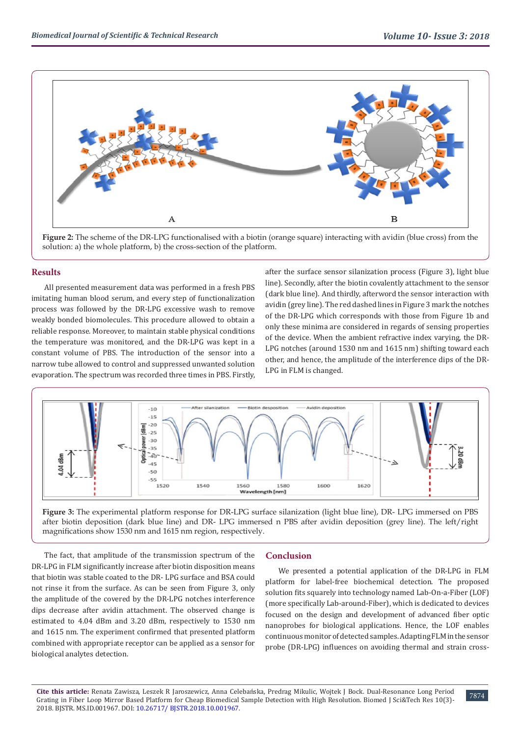**Figure 2:** The scheme of the DR-LPG functionalised with a biotin (orange square) interacting with avidin (blue cross) from the solution: a) the whole platform, b) the cross-section of the platform.

## Results

All presented measurement data was performed in a fresh PBS imitating human blood serum, and every step of functionalization process was followed by the DR-LPG excessive wash to remove weakly bonded biomolecules. This procedure allowed to obtain a reliable response. Moreover, to maintain stable physical conditions the temperature was monitored, and the DR-LPG was kept in a constant volume of PBS. The introduction of the sensor into a narrow tube allowed to control and suppressed unwanted solution evaporation. The spectrum was recorded three times in PBS. Firstly, after the surface sensor silanization process (Figure 3), light blue line). Secondly, after the biotin covalently attachment to the sensor (dark blue line). And thirdly, afterword the sensor interaction with avidin (grey line). The red dashed lines in Figure 3 mark the notches of the DR-LPG which corresponds with those from Figure 1b and only these minima are considered in regards of sensing properties of the device. When the ambient refractive index varying, the DR-LPG notches (around 1530 nm and 1615 nm) shifting toward each other, and hence, the amplitude of the interference dips of the DR-LPG in FLM is changed.

**Figure 3:** The experimental platform response for DR-LPG surface silanization (light blue line), DR- LPG immersed on PBS after biotin deposition (dark blue line) and DR- LPG immersed n PBS after avidin deposition (grey line). The left/right magnifications show 1530 nm and 1615 nm region, respectively.

The fact, that amplitude of the transmission spectrum of the DR-LPG in FLM significantly increase after biotin disposition means that biotin was stable coated to the DR- LPG surface and BSA could not rinse it from the surface. As can be seen from Figure 3, only the amplitude of the covered by the DR-LPG notches interference dips decrease after avidin attachment. The observed change is estimated to 4.04 dBm and 3.20 dBm, respectively to 1530 nm and 1615 nm. The experiment confirmed that presented platform combined with appropriate receptor can be applied as a sensor for biological analytes detection.

## Conclusion

We presented a potential application of the DR-LPG in FLM platform for label-free biochemical detection. The proposed solution fits squarely into technology named Lab-On-a-Fiber (LOF) (more specifically Lab-around-Fiber), which is dedicated to devices focused on the design and development of advanced fiber optic nanoprobes for biological applications. Hence, the LOF enables continuous monitor of detected samples. Adapting FLM in the sensor probe (DR-LPG) influences on avoiding thermal and strain cross-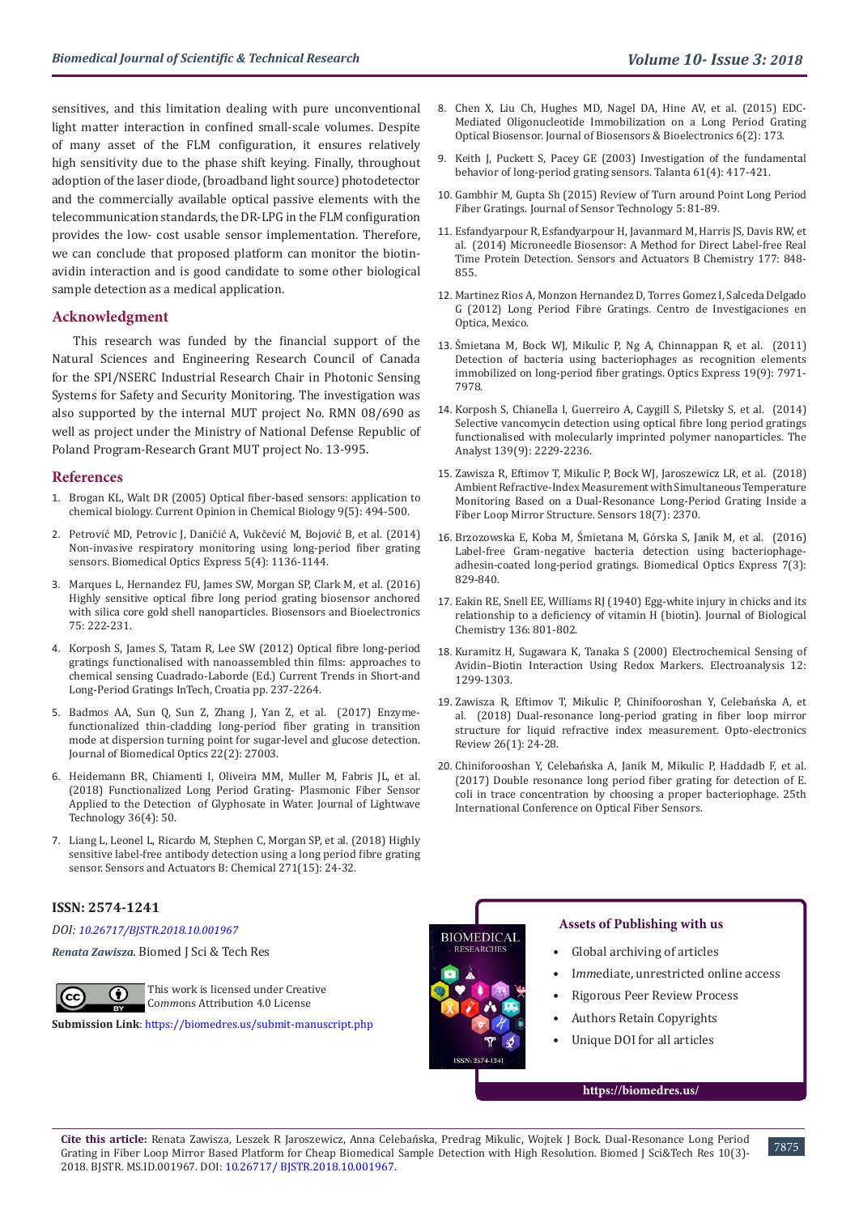sensitives, and this limitation dealing with pure unconventional light matter interaction in confined small-scale volumes. Despite of many asset of the FLM configuration, it ensures relatively high sensitivity due to the phase shift keying. Finally, throughout adoption of the laser diode, (broadband light source) photodetector and the commercially available optical passive elements with the telecommunication standards, the DR-LPG in the FLM configuration provides the low- cost usable sensor implementation. Therefore, we can conclude that proposed platform can monitor the biotin-avidin interaction and is good candidate to some other biological sample detection as a medical application.

## Acknowledgment

This research was funded by the financial support of the Natural Sciences and Engineering Research Council of Canada for the SPI/NSERC Industrial Research Chair in Photonic Sensing Systems for Safety and Security Monitoring. The investigation was also supported by the internal MUT project No. RMN 08/690 as well as project under the Ministry of National Defense Republic of Poland Program-Research Grant MUT project No. 13-995.

## References

1. Brogan KL, Walt DR (2005) Optical fiber-based sensors: application to chemical biology. Current Opinion in Chemical Biology 9(5): 494-500.
2. Petrović MD, Petrovic J, Daničić A, Vukčević M, Bojović B, et al. (2014) Non-invasive respiratory monitoring using long-period fiber grating sensors. Biomedical Optics Express 5(4): 1136-1144.
3. Marques L, Hernandez FU, James SW, Morgan SP, Clark M, et al. (2016) Highly sensitive optical fibre long period grating biosensor anchored with silica core gold shell nanoparticles. Biosensors and Bioelectronics 75: 222-231.
4. Korposh S, James S, Tatam R, Lee SW (2012) Optical fibre long-period gratings functionalised with nanoassembled thin films: approaches to chemical sensing Cuadrado-Laborde (Ed.) Current Trends in Short-and Long-Period Gratings InTech, Croatia pp. 237-2264.
5. Badmos AA, Sun Q, Sun Z, Zhang J, Yan Z, et al. (2017) Enzyme-functionalized thin-cladding long-period fiber grating in transition mode at dispersion turning point for sugar-level and glucose detection. Journal of Biomedical Optics 22(2): 27003.
6. Heidemann BR, Chiamenti I, Oliveira MM, Muller M, Fabris JL, et al. (2018) Functionalized Long Period Grating- Plasmonic Fiber Sensor Applied to the Detection of Glyphosate in Water. Journal of Lightwave Technology 36(4): 50.
7. Liang L, Leonel L, Ricardo M, Stephen C, Morgan SP, et al. (2018) Highly sensitive label-free antibody detection using a long period fibre grating sensor. Sensors and Actuators B: Chemical 271(15): 24-32.
8. Chen X, Liu Ch, Hughes MD, Nagel DA, Hine AV, et al. (2015) EDC-Mediated Oligonucleotide Immobilization on a Long Period Grating Optical Biosensor. Journal of Biosensors & Bioelectronics 6(2): 173.
9. Keith J, Puckett S, Pacey GE (2003) Investigation of the fundamental behavior of long-period grating sensors. Talanta 61(4): 417-421.
10. Gambhir M, Gupta Sh (2015) Review of Turn around Point Long Period Fiber Gratings. Journal of Sensor Technology 5: 81-89.
11. Esfandyarpour R, Esfandyarpour H, Javanmard M, Harris JS, Davis RW, et al. (2014) Microneedle Biosensor: A Method for Direct Label-free Real Time Protein Detection. Sensors and Actuators B Chemistry 177: 848-855.
12. Martinez Rios A, Monzon Hernandez D, Torres Gomez I, Salceda Delgado G (2012) Long Period Fibre Gratings. Centro de Investigaciones en Optica, Mexico.
13. Śmietana M, Bock WJ, Mikulic P, Ng A, Chinnappan R, et al. (2011) Detection of bacteria using bacteriophages as recognition elements immobilized on long-period fiber gratings. Optics Express 19(9): 7971-7978.
14. Korposh S, Chianella I, Guerreiro A, Caygill S, Piletsky S, et al. (2014) Selective vancomycin detection using optical fibre long period gratings functionalised with molecularly imprinted polymer nanoparticles. The Analyst 139(9): 2229-2236.
15. Zawisza R, Eftimov T, Mikulic P, Bock WJ, Jaroszewicz LR, et al. (2018) Ambient Refractive-Index Measurement with Simultaneous Temperature Monitoring Based on a Dual-Resonance Long-Period Grating Inside a Fiber Loop Mirror Structure. Sensors 18(7): 2370.
16. Brzozowska E, Koba M, Śmietana M, Górska S, Janik M, et al. (2016) Label-free Gram-negative bacteria detection using bacteriophage-adhesin-coated long-period gratings. Biomedical Optics Express 7(3): 829-840.
17. Eakin RE, Snell EE, Williams RJ (1940) Egg-white injury in chicks and its relationship to a deficiency of vitamin H (biotin). Journal of Biological Chemistry 136: 801-802.
18. Kuramitz H, Sugawara K, Tanaka S (2000) Electrochemical Sensing of Avidin–Biotin Interaction Using Redox Markers. Electroanalysis 12: 1299-1303.
19. Zawisza R, Eftimov T, Mikulic P, Chinifooroshan Y, Celebańska A, et al. (2018) Dual-resonance long-period grating in fiber loop mirror structure for liquid refractive index measurement. Opto-electronics Review 26(1): 24-28.
20. Chiniforooshan Y, Celebańska A, Janik M, Mikulic P, Haddadb F, et al. (2017) Double resonance long period fiber grating for detection of E. coli in trace concentration by choosing a proper bacteriophage. 25th International Conference on Optical Fiber Sensors.

**ISSN: 2574-1241**

*DOI: 10.26717/BJSTR.2018.10.001967*

***Renata Zawisza.*** Biomed J Sci & Tech Res

This work is licensed under Creative Commons Attribution 4.0 License

**Submission Link**: https://biomedres.us/submit-manuscript.php

**Assets of Publishing with us**

- Global archiving of articles
- Immediate, unrestricted online access
- Rigorous Peer Review Process
- Authors Retain Copyrights
- Unique DOI for all articles

https://biomedres.us/

**Cite this article:** Renata Zawisza, Leszek R Jaroszewicz, Anna Celebańska, Predrag Mikulic, Wojtek J Bock. Dual-Resonance Long Period Grating in Fiber Loop Mirror Based Platform for Cheap Biomedical Sample Detection with High Resolution. Biomed J Sci&Tech Res 10(3)-2018. BJSTR. MS.ID.001967. DOI: 10.26717/ BJSTR.2018.10.001967.